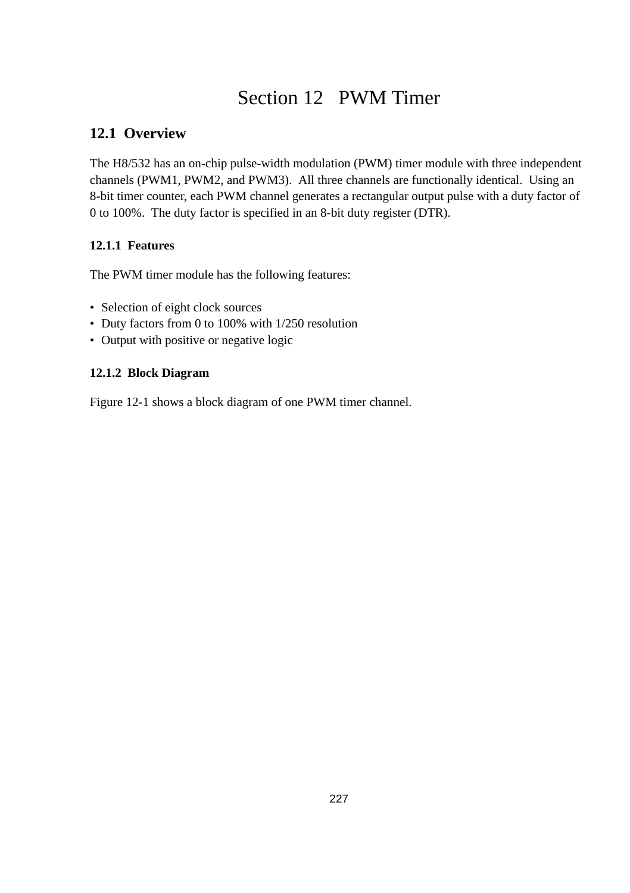# Section 12 PWM Timer

## 12.1 Overview

The H8/532 has an on-chip pulse-width modulation (PWM) timer module with three independent channels (PWM1, PWM2, and PWM3). All three channels are functionally identical. Using an 8-bit timer counter, each PWM channel generates a rectangular output pulse with a duty factor of 0 to 100%. The duty factor is specified in an 8-bit duty register (DTR).

### 12.1.1 Features

The PWM timer module has the following features:

- Selection of eight clock sources
- Duty factors from 0 to 100% with 1/250 resolution
- Output with positive or negative logic

### 12.1.2 Block Diagram

Figure 12-1 shows a block diagram of one PWM timer channel.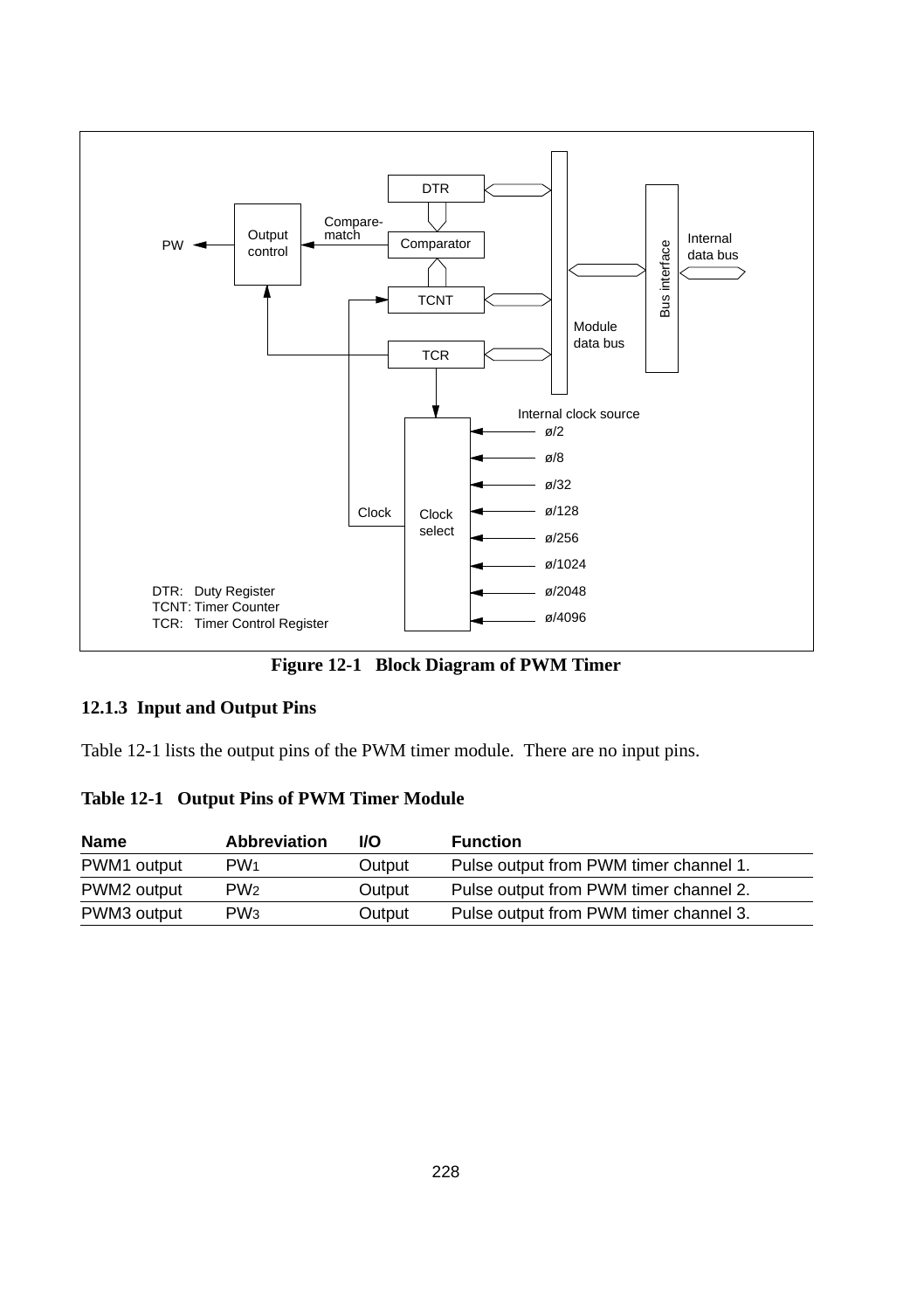Figure 12-1 Block Diagram of PWM Timer

### 12.1.3 Input and Output Pins

Table 12-1 lists the output pins of the PWM timer module. There are no input pins.

**Table 12-1 Output Pins of PWM Timer Module**

| Name | Abbreviation | I/O | Function |
|---|---|---|---|
| PWM1 output | $PW_1$ | Output | Pulse output from PWM timer channel 1. |
| PWM2 output | $PW_2$ | Output | Pulse output from PWM timer channel 2. |
| PWM3 output | $PW_3$ | Output | Pulse output from PWM timer channel 3. |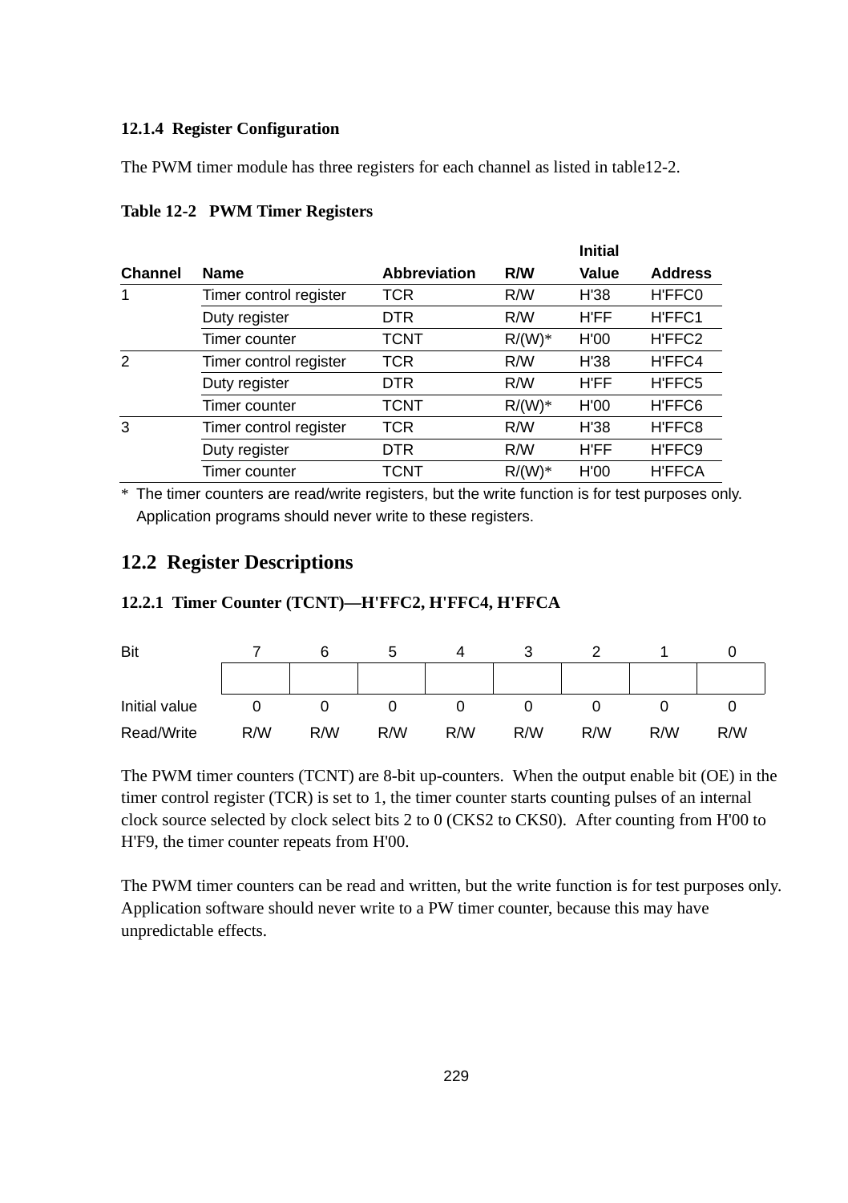### 12.1.4 Register Configuration

The PWM timer module has three registers for each channel as listed in table12-2.

**Table 12-2 PWM Timer Registers**

| Channel | Name | Abbreviation | R/W | Initial Value | Address |
|---|---|---|---|---|---|
| 1 | Timer control register | TCR | R/W | H'38 | H'FFC0 |
| | Duty register | DTR | R/W | H'FF | H'FFC1 |
| | Timer counter | TCNT | R/(W)* | H'00 | H'FFC2 |
| 2 | Timer control register | TCR | R/W | H'38 | H'FFC4 |
| | Duty register | DTR | R/W | H'FF | H'FFC5 |
| | Timer counter | TCNT | R/(W)* | H'00 | H'FFC6 |
| 3 | Timer control register | TCR | R/W | H'38 | H'FFC8 |
| | Duty register | DTR | R/W | H'FF | H'FFC9 |
| | Timer counter | TCNT | R/(W)* | H'00 | H'FFCA |

\* The timer counters are read/write registers, but the write function is for test purposes only. Application programs should never write to these registers.

## 12.2 Register Descriptions

### 12.2.1 Timer Counter (TCNT)—H'FFC2, H'FFC4, H'FFCA

| Bit | 7 | 6 | 5 | 4 | 3 | 2 | 1 | 0 |
|---|---|---|---|---|---|---|---|---|
| | | | | | | | | |
| Initial value | 0 | 0 | 0 | 0 | 0 | 0 | 0 | 0 |
| Read/Write | R/W | R/W | R/W | R/W | R/W | R/W | R/W | R/W |

The PWM timer counters (TCNT) are 8-bit up-counters. When the output enable bit (OE) in the timer control register (TCR) is set to 1, the timer counter starts counting pulses of an internal clock source selected by clock select bits 2 to 0 (CKS2 to CKS0). After counting from H'00 to H'F9, the timer counter repeats from H'00.

The PWM timer counters can be read and written, but the write function is for test purposes only. Application software should never write to a PW timer counter, because this may have unpredictable effects.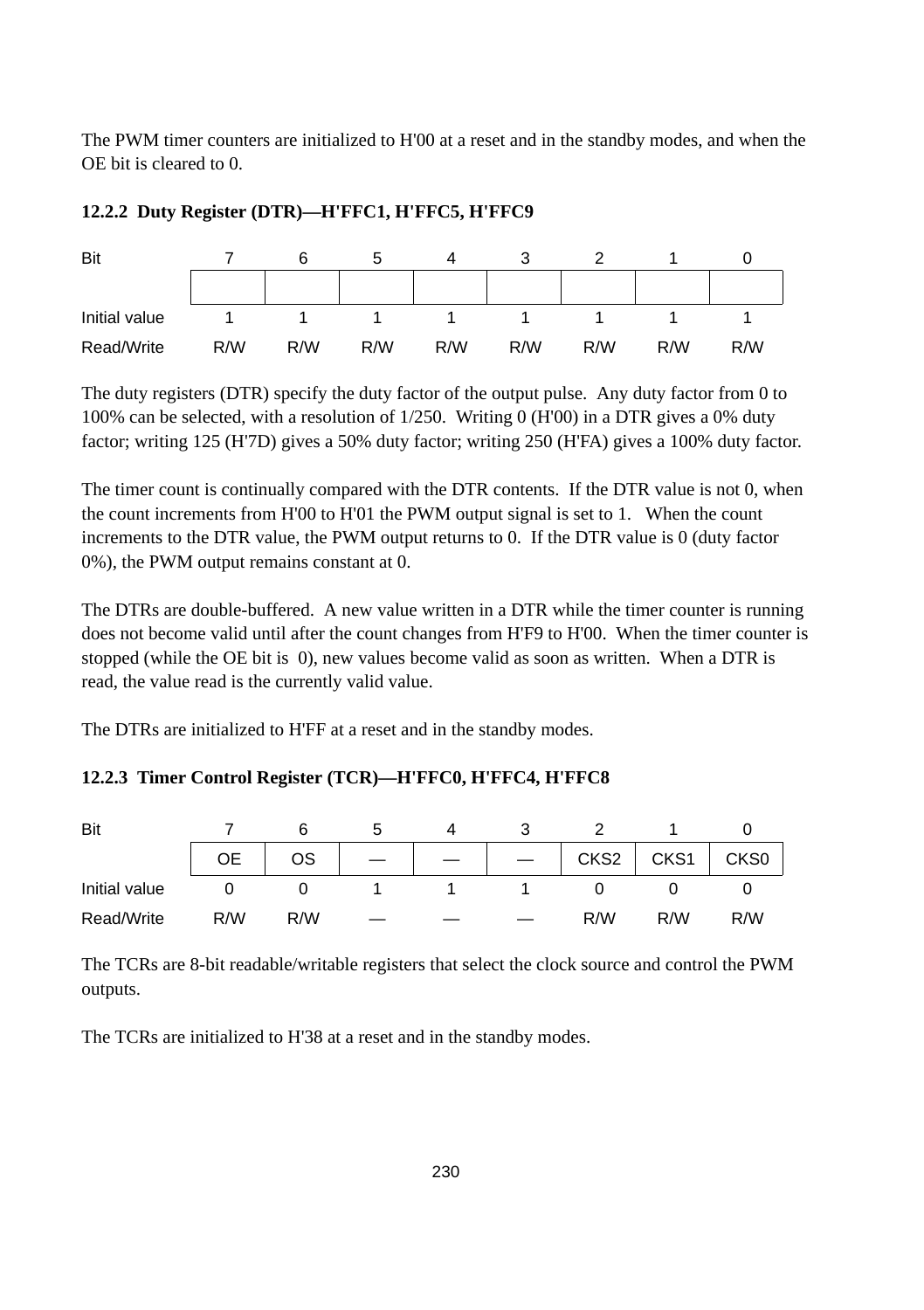The PWM timer counters are initialized to H'00 at a reset and in the standby modes, and when the OE bit is cleared to 0.

### 12.2.2 Duty Register (DTR)—H'FFC1, H'FFC5, H'FFC9

| Bit | 7 | 6 | 5 | 4 | 3 | 2 | 1 | 0 |
|---|---|---|---|---|---|---|---|---|
| | | | | | | | | |
| Initial value | 1 | 1 | 1 | 1 | 1 | 1 | 1 | 1 |
| Read/Write | R/W | R/W | R/W | R/W | R/W | R/W | R/W | R/W |

The duty registers (DTR) specify the duty factor of the output pulse. Any duty factor from 0 to 100% can be selected, with a resolution of 1/250. Writing 0 (H'00) in a DTR gives a 0% duty factor; writing 125 (H'7D) gives a 50% duty factor; writing 250 (H'FA) gives a 100% duty factor.

The timer count is continually compared with the DTR contents. If the DTR value is not 0, when the count increments from H'00 to H'01 the PWM output signal is set to 1. When the count increments to the DTR value, the PWM output returns to 0. If the DTR value is 0 (duty factor 0%), the PWM output remains constant at 0.

The DTRs are double-buffered. A new value written in a DTR while the timer counter is running does not become valid until after the count changes from H'F9 to H'00. When the timer counter is stopped (while the OE bit is 0), new values become valid as soon as written. When a DTR is read, the value read is the currently valid value.

The DTRs are initialized to H'FF at a reset and in the standby modes.

### 12.2.3 Timer Control Register (TCR)—H'FFC0, H'FFC4, H'FFC8

| Bit | 7 | 6 | 5 | 4 | 3 | 2 | 1 | 0 |
|---|---|---|---|---|---|---|---|---|
| | OE | OS | — | — | — | CKS2 | CKS1 | CKS0 |
| Initial value | 0 | 0 | 1 | 1 | 1 | 0 | 0 | 0 |
| Read/Write | R/W | R/W | — | — | — | R/W | R/W | R/W |

The TCRs are 8-bit readable/writable registers that select the clock source and control the PWM outputs.

The TCRs are initialized to H'38 at a reset and in the standby modes.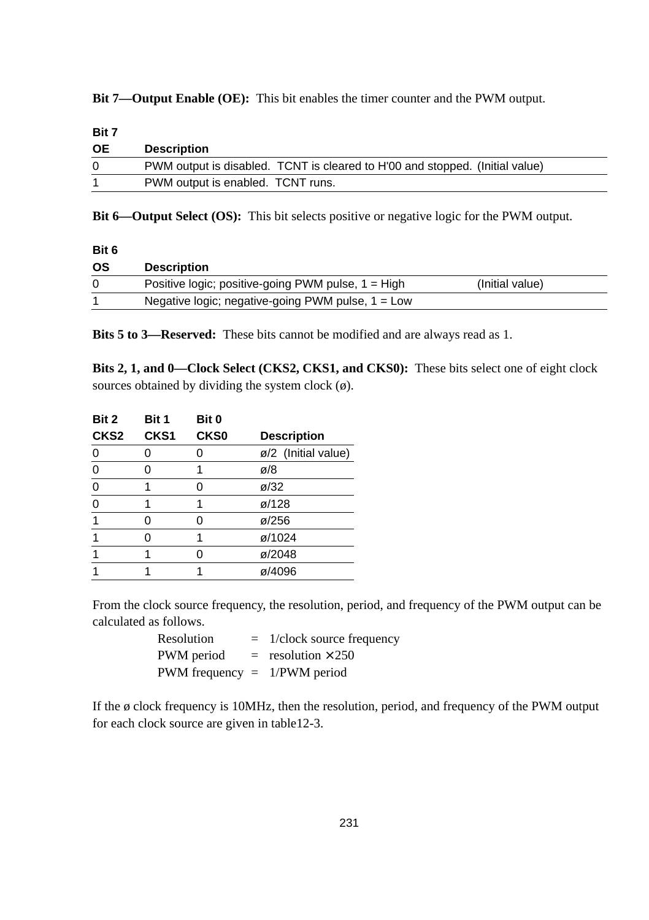**Bit 7—Output Enable (OE):** This bit enables the timer counter and the PWM output.

| Bit 7 OE | Description |
|---|---|
| 0 | PWM output is disabled. TCNT is cleared to H'00 and stopped. (Initial value) |
| 1 | PWM output is enabled. TCNT runs. |

**Bit 6—Output Select (OS):** This bit selects positive or negative logic for the PWM output.

| Bit 6 OS | Description | |
|---|---|---|
| 0 | Positive logic; positive-going PWM pulse, 1 = High | (Initial value) |
| 1 | Negative logic; negative-going PWM pulse, 1 = Low | |

**Bits 5 to 3—Reserved:** These bits cannot be modified and are always read as 1.

**Bits 2, 1, and 0—Clock Select (CKS2, CKS1, and CKS0):** These bits select one of eight clock sources obtained by dividing the system clock (ø).

| Bit 2 CKS2 | Bit 1 CKS1 | Bit 0 CKS0 | Description |
|---|---|---|---|
| 0 | 0 | 0 | ø/2 (Initial value) |
| 0 | 0 | 1 | ø/8 |
| 0 | 1 | 0 | ø/32 |
| 0 | 1 | 1 | ø/128 |
| 1 | 0 | 0 | ø/256 |
| 1 | 0 | 1 | ø/1024 |
| 1 | 1 | 0 | ø/2048 |
| 1 | 1 | 1 | ø/4096 |

From the clock source frequency, the resolution, period, and frequency of the PWM output can be calculated as follows.

Resolution = 1/clock source frequency

PWM period = resolution × 250

PWM frequency = 1/PWM period

If the ø clock frequency is 10MHz, then the resolution, period, and frequency of the PWM output for each clock source are given in table12-3.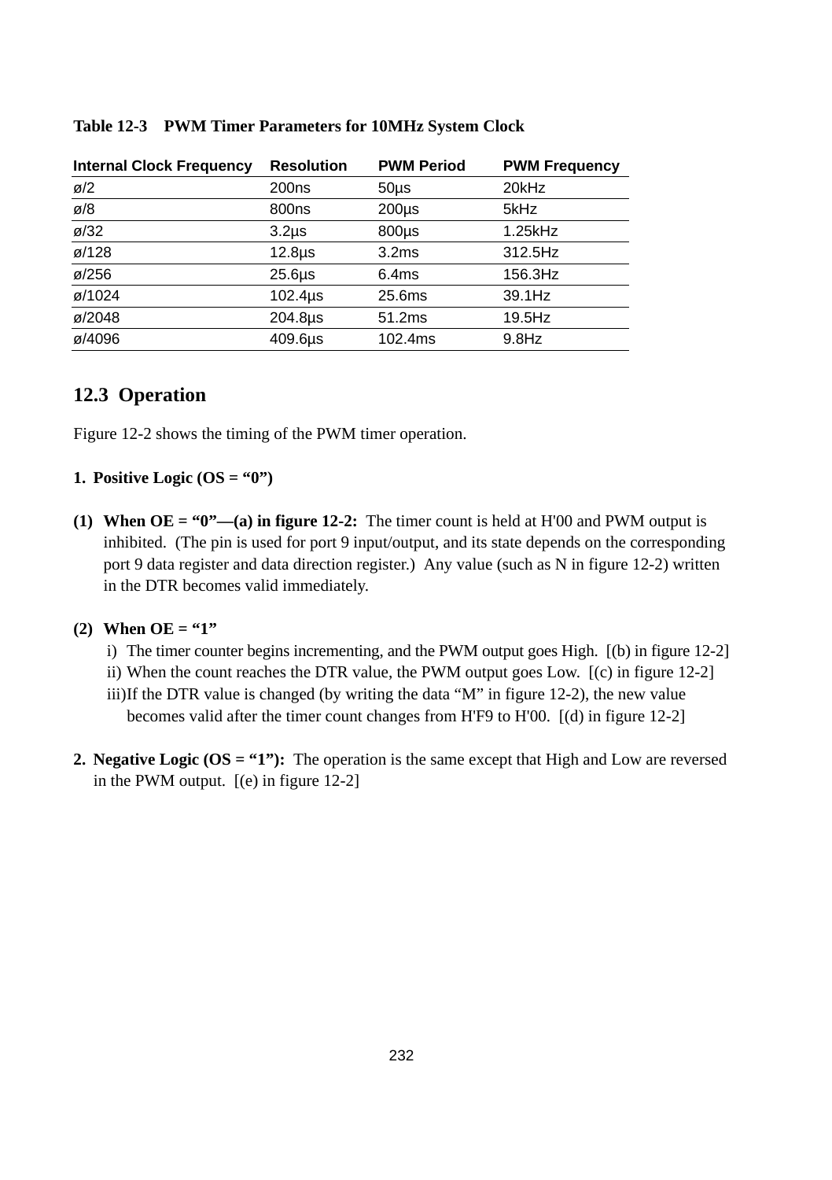**Table 12-3 PWM Timer Parameters for 10MHz System Clock**

| Internal Clock Frequency | Resolution | PWM Period | PWM Frequency |
|---|---|---|---|
| ø/2 | 200ns | 50µs | 20kHz |
| ø/8 | 800ns | 200µs | 5kHz |
| ø/32 | 3.2µs | 800µs | 1.25kHz |
| ø/128 | 12.8µs | 3.2ms | 312.5Hz |
| ø/256 | 25.6µs | 6.4ms | 156.3Hz |
| ø/1024 | 102.4µs | 25.6ms | 39.1Hz |
| ø/2048 | 204.8µs | 51.2ms | 19.5Hz |
| ø/4096 | 409.6µs | 102.4ms | 9.8Hz |

## 12.3 Operation

Figure 12-2 shows the timing of the PWM timer operation.

**1. Positive Logic (OS = “0”)**

**(1) When OE = “0”—(a) in figure 12-2:** The timer count is held at H'00 and PWM output is inhibited. (The pin is used for port 9 input/output, and its state depends on the corresponding port 9 data register and data direction register.) Any value (such as N in figure 12-2) written in the DTR becomes valid immediately.

**(2) When OE = “1”**

i) The timer counter begins incrementing, and the PWM output goes High. [(b) in figure 12-2]
ii) When the count reaches the DTR value, the PWM output goes Low. [(c) in figure 12-2]
iii) If the DTR value is changed (by writing the data “M” in figure 12-2), the new value becomes valid after the timer count changes from H'F9 to H'00. [(d) in figure 12-2]

**2. Negative Logic (OS = “1”):** The operation is the same except that High and Low are reversed in the PWM output. [(e) in figure 12-2]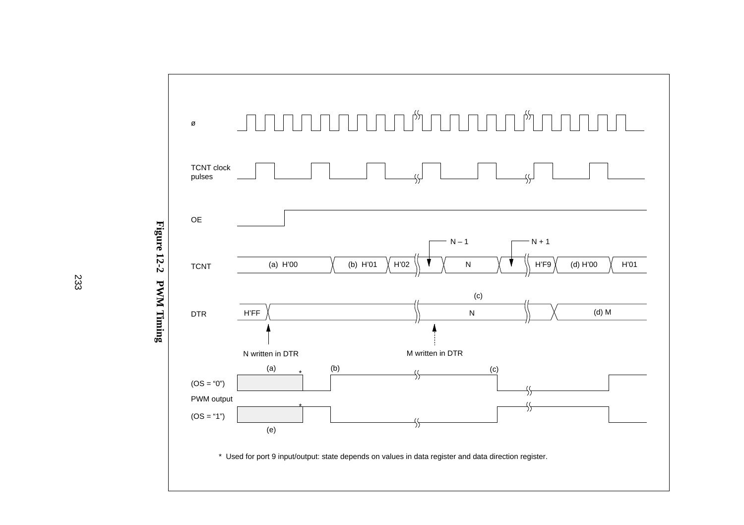ø

TCNT clock pulses

OE

TCNT: (a) H'00 | (b) H'01 | H'02 | N – 1 | N | N + 1 | H'F9 | (d) H'00 | H'01

DTR: H'FF | N | (c) | (d) M

N written in DTR

M written in DTR

PWM output (OS = “0”): (a) * (b) (c)

PWM output (OS = “1”): * (e)

* Used for port 9 input/output: state depends on values in data register and data direction register.

**Figure 12-2 PWM Timing**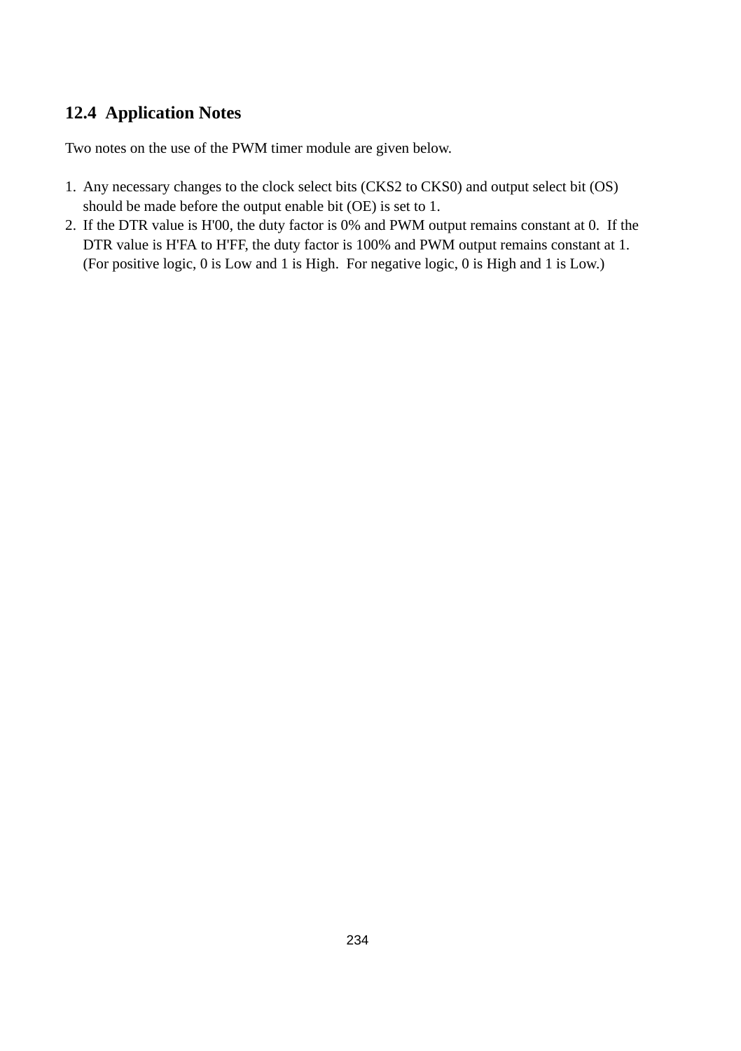## 12.4 Application Notes

Two notes on the use of the PWM timer module are given below.

1. Any necessary changes to the clock select bits (CKS2 to CKS0) and output select bit (OS) should be made before the output enable bit (OE) is set to 1.
2. If the DTR value is H'00, the duty factor is 0% and PWM output remains constant at 0. If the DTR value is H'FA to H'FF, the duty factor is 100% and PWM output remains constant at 1. (For positive logic, 0 is Low and 1 is High. For negative logic, 0 is High and 1 is Low.)